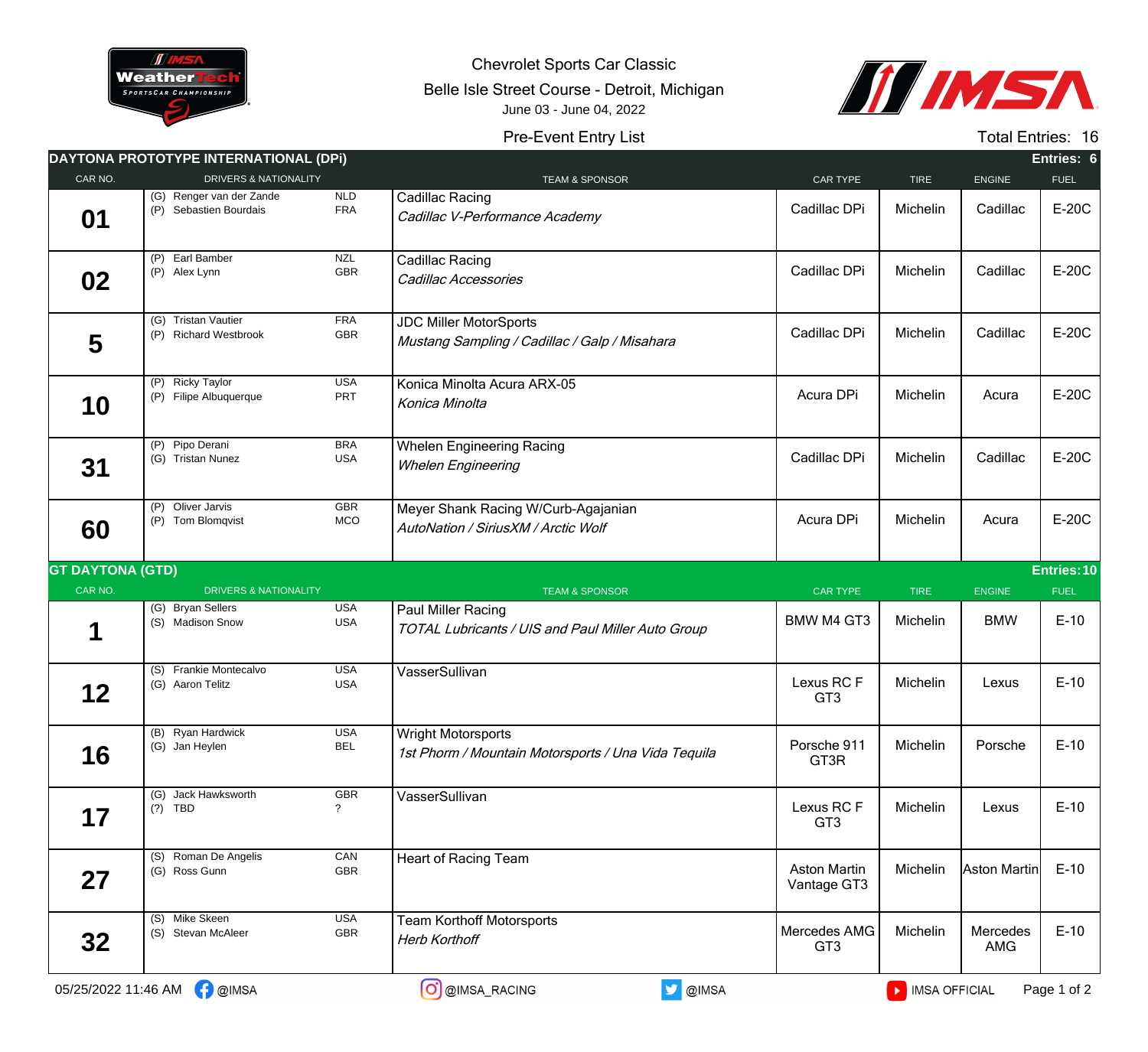# Chevrolet Sports Car Classic

Belle Isle Street Course - Detroit, Michigan

June 03 - June 04, 2022

Pre-Event Entry List

Total Entries: 16

## DAYTONA PROTOTYPE INTERNATIONAL (DPi)

Entries: 6

| CAR NO. | DRIVERS & NATIONALITY | TEAM & SPONSOR | CAR TYPE | TIRE | ENGINE | FUEL |
|---|---|---|---|---|---|---|
| 01 | (G) Renger van der Zande NLD<br>(P) Sebastien Bourdais FRA | Cadillac Racing<br>*Cadillac V-Performance Academy* | Cadillac DPi | Michelin | Cadillac | E-20C |
| 02 | (P) Earl Bamber NZL<br>(P) Alex Lynn GBR | Cadillac Racing<br>*Cadillac Accessories* | Cadillac DPi | Michelin | Cadillac | E-20C |
| 5 | (G) Tristan Vautier FRA<br>(P) Richard Westbrook GBR | JDC Miller MotorSports<br>*Mustang Sampling / Cadillac / Galp / Misahara* | Cadillac DPi | Michelin | Cadillac | E-20C |
| 10 | (P) Ricky Taylor USA<br>(P) Filipe Albuquerque PRT | Konica Minolta Acura ARX-05<br>*Konica Minolta* | Acura DPi | Michelin | Acura | E-20C |
| 31 | (P) Pipo Derani BRA<br>(G) Tristan Nunez USA | Whelen Engineering Racing<br>*Whelen Engineering* | Cadillac DPi | Michelin | Cadillac | E-20C |
| 60 | (P) Oliver Jarvis GBR<br>(P) Tom Blomqvist MCO | Meyer Shank Racing W/Curb-Agajanian<br>*AutoNation / SiriusXM / Arctic Wolf* | Acura DPi | Michelin | Acura | E-20C |

## GT DAYTONA (GTD)

Entries: 10

| CAR NO. | DRIVERS & NATIONALITY | TEAM & SPONSOR | CAR TYPE | TIRE | ENGINE | FUEL |
|---|---|---|---|---|---|---|
| 1 | (G) Bryan Sellers USA<br>(S) Madison Snow USA | Paul Miller Racing<br>*TOTAL Lubricants / UIS and Paul Miller Auto Group* | BMW M4 GT3 | Michelin | BMW | E-10 |
| 12 | (S) Frankie Montecalvo USA<br>(G) Aaron Telitz USA | VasserSullivan | Lexus RC F GT3 | Michelin | Lexus | E-10 |
| 16 | (B) Ryan Hardwick USA<br>(G) Jan Heylen BEL | Wright Motorsports<br>*1st Phorm / Mountain Motorsports / Una Vida Tequila* | Porsche 911 GT3R | Michelin | Porsche | E-10 |
| 17 | (G) Jack Hawksworth GBR<br>(?) TBD ? | VasserSullivan | Lexus RC F GT3 | Michelin | Lexus | E-10 |
| 27 | (S) Roman De Angelis CAN<br>(G) Ross Gunn GBR | Heart of Racing Team | Aston Martin Vantage GT3 | Michelin | Aston Martin | E-10 |
| 32 | (S) Mike Skeen USA<br>(S) Stevan McAleer GBR | Team Korthoff Motorsports<br>*Herb Korthoff* | Mercedes AMG GT3 | Michelin | Mercedes AMG | E-10 |

05/25/2022 11:46 AM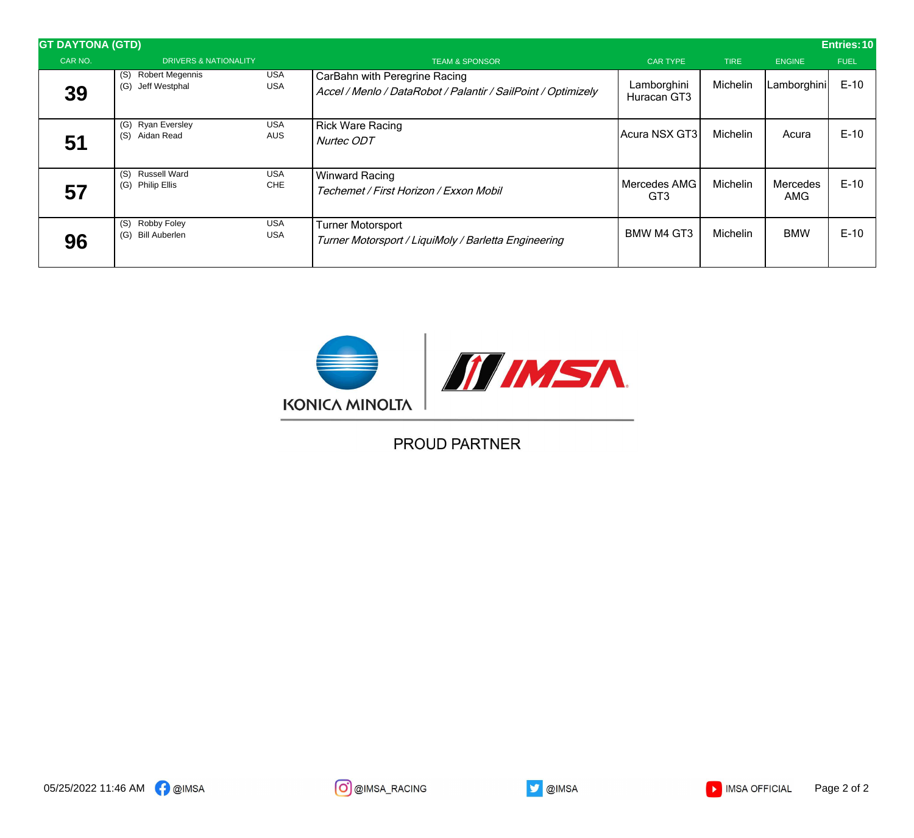## GT DAYTONA (GTD)

Entries: 10

| CAR NO. | DRIVERS & NATIONALITY | TEAM & SPONSOR | CAR TYPE | TIRE | ENGINE | FUEL |
|---|---|---|---|---|---|---|
| 39 | (S) Robert Megennis USA<br>(G) Jeff Westphal USA | CarBahn with Peregrine Racing<br>*Accel / Menlo / DataRobot / Palantir / SailPoint / Optimizely* | Lamborghini Huracan GT3 | Michelin | Lamborghini | E-10 |
| 51 | (G) Ryan Eversley USA<br>(S) Aidan Read AUS | Rick Ware Racing<br>*Nurtec ODT* | Acura NSX GT3 | Michelin | Acura | E-10 |
| 57 | (S) Russell Ward USA<br>(G) Philip Ellis CHE | Winward Racing<br>*Techemet / First Horizon / Exxon Mobil* | Mercedes AMG GT3 | Michelin | Mercedes AMG | E-10 |
| 96 | (S) Robby Foley USA<br>(G) Bill Auberlen USA | Turner Motorsport<br>*Turner Motorsport / LiquiMoly / Barletta Engineering* | BMW M4 GT3 | Michelin | BMW | E-10 |

KONICA MINOLTA | IMSA

PROUD PARTNER

05/25/2022 11:46 AM @IMSA @IMSA_RACING @IMSA IMSA OFFICIAL